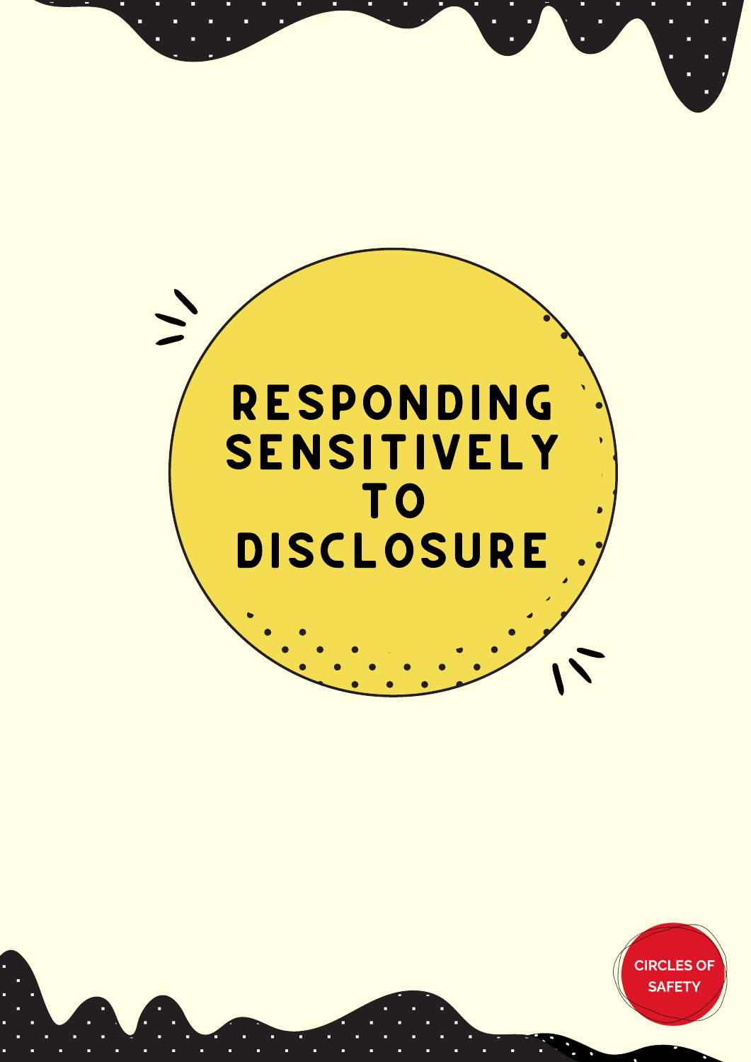# RESPONDING SENSITIVELY TO DISCLOSURE

CIRCLES OF SAFETY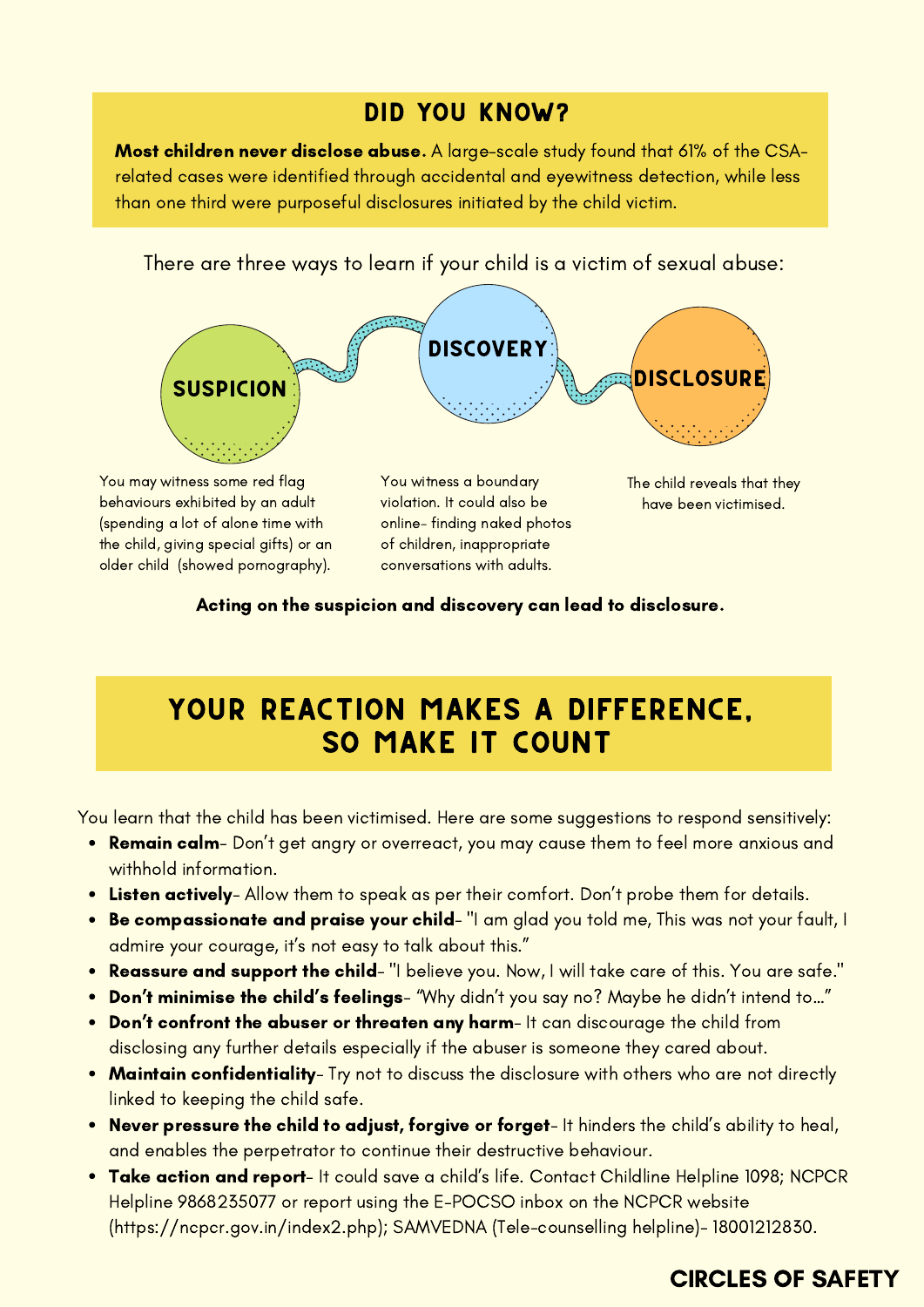## DID YOU KNOW?

**Most children never disclose abuse.** A large-scale study found that 61% of the CSA-related cases were identified through accidental and eyewitness detection, while less than one third were purposeful disclosures initiated by the child victim.

There are three ways to learn if your child is a victim of sexual abuse:

**SUSPICION**

You may witness some red flag behaviours exhibited by an adult (spending a lot of alone time with the child, giving special gifts) or an older child (showed pornography).

**DISCOVERY**

You witness a boundary violation. It could also be online- finding naked photos of children, inappropriate conversations with adults.

**DISCLOSURE**

The child reveals that they have been victimised.

**Acting on the suspicion and discovery can lead to disclosure.**

## YOUR REACTION MAKES A DIFFERENCE, SO MAKE IT COUNT

You learn that the child has been victimised. Here are some suggestions to respond sensitively:

- **Remain calm**- Don't get angry or overreact, you may cause them to feel more anxious and withhold information.
- **Listen actively**- Allow them to speak as per their comfort. Don't probe them for details.
- **Be compassionate and praise your child**- "I am glad you told me, This was not your fault, I admire your courage, it's not easy to talk about this."
- **Reassure and support the child**- "I believe you. Now, I will take care of this. You are safe."
- **Don't minimise the child's feelings**- "Why didn't you say no? Maybe he didn't intend to..."
- **Don't confront the abuser or threaten any harm**- It can discourage the child from disclosing any further details especially if the abuser is someone they cared about.
- **Maintain confidentiality**- Try not to discuss the disclosure with others who are not directly linked to keeping the child safe.
- **Never pressure the child to adjust, forgive or forget**- It hinders the child's ability to heal, and enables the perpetrator to continue their destructive behaviour.
- **Take action and report**- It could save a child's life. Contact Childline Helpline 1098; NCPCR Helpline 9868235077 or report using the E-POCSO inbox on the NCPCR website (https://ncpcr.gov.in/index2.php); SAMVEDNA (Tele-counselling helpline)- 18001212830.

**CIRCLES OF SAFETY**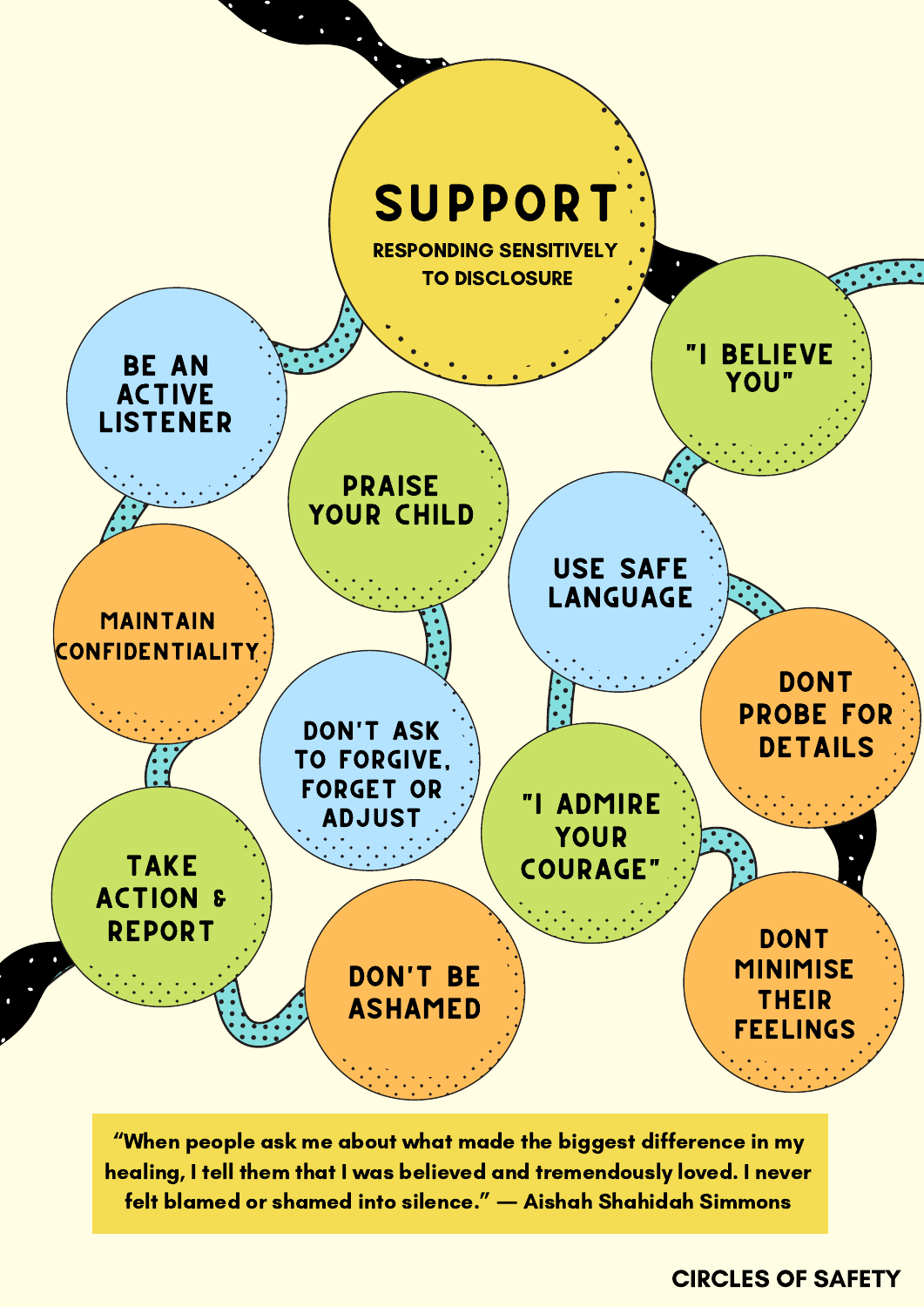# SUPPORT

**RESPONDING SENSITIVELY TO DISCLOSURE**

- "I BELIEVE YOU"
- BE AN ACTIVE LISTENER
- PRAISE YOUR CHILD
- USE SAFE LANGUAGE
- MAINTAIN CONFIDENTIALITY
- DONT PROBE FOR DETAILS
- DON'T ASK TO FORGIVE, FORGET OR ADJUST
- "I ADMIRE YOUR COURAGE"
- TAKE ACTION & REPORT
- DON'T BE ASHAMED
- DONT MINIMISE THEIR FEELINGS

"When people ask me about what made the biggest difference in my healing, I tell them that I was believed and tremendously loved. I never felt blamed or shamed into silence." — Aishah Shahidah Simmons

CIRCLES OF SAFETY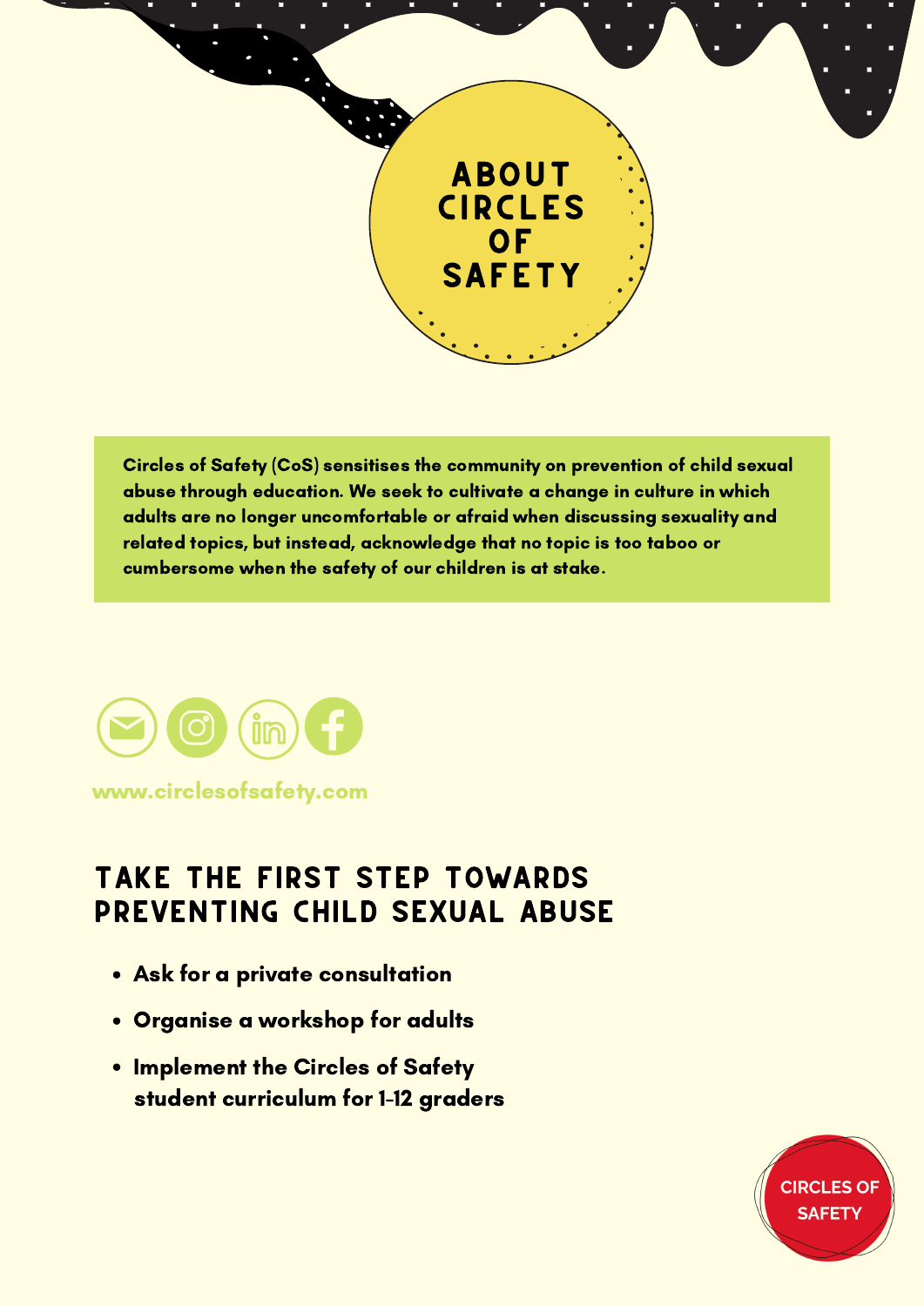# ABOUT CIRCLES OF SAFETY

**Circles of Safety (CoS) sensitises the community on prevention of child sexual abuse through education. We seek to cultivate a change in culture in which adults are no longer uncomfortable or afraid when discussing sexuality and related topics, but instead, acknowledge that no topic is too taboo or cumbersome when the safety of our children is at stake.**

**www.circlesofsafety.com**

## TAKE THE FIRST STEP TOWARDS PREVENTING CHILD SEXUAL ABUSE

- **Ask for a private consultation**
- **Organise a workshop for adults**
- **Implement the Circles of Safety student curriculum for 1-12 graders**

CIRCLES OF SAFETY